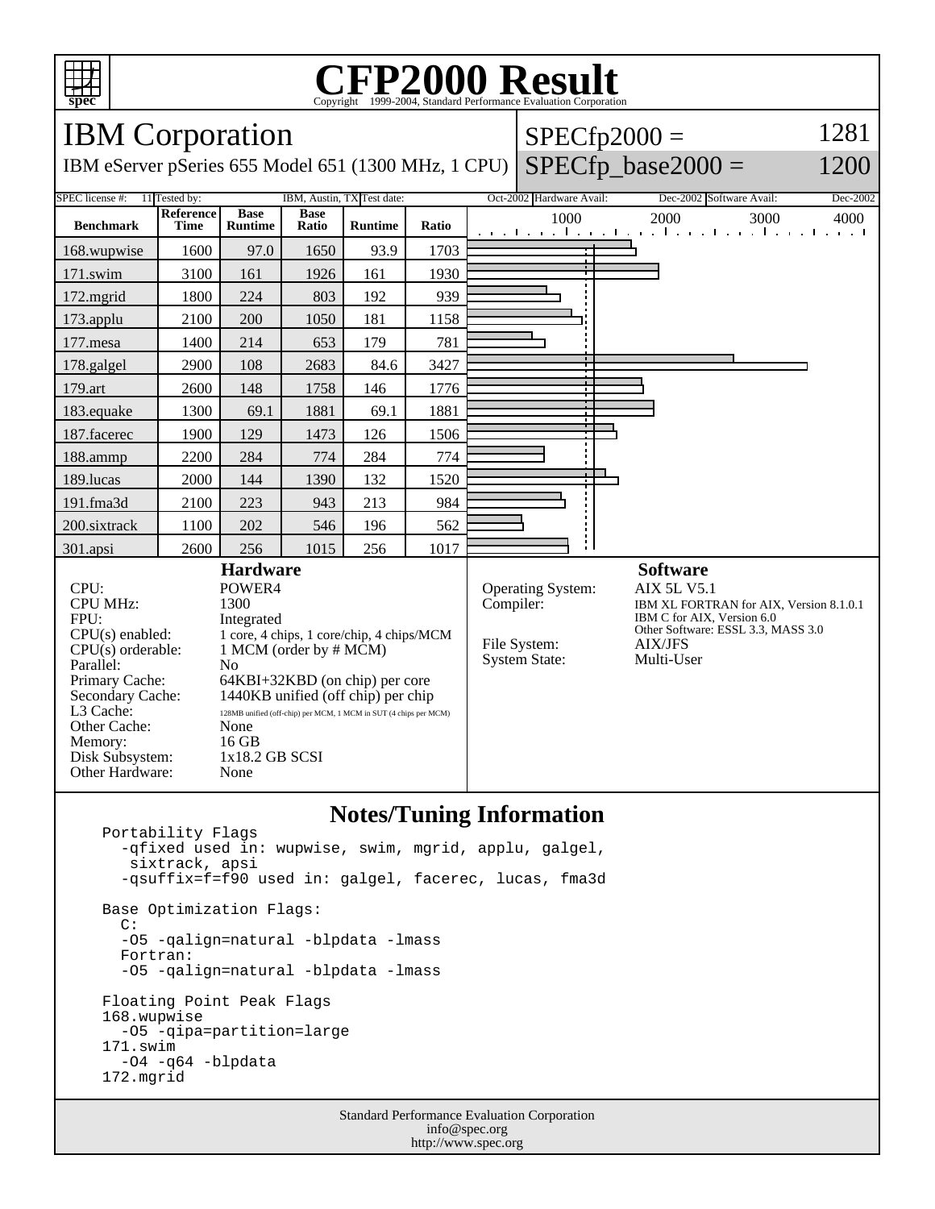# CFP2000 Result

Copyright 1999-2004, Standard Performance Evaluation Corporation

## IBM Corporation

IBM eServer pSeries 655 Model 651 (1300 MHz, 1 CPU)

SPECfp2000 = 1281

SPECfp_base2000 = 1200

SPEC license #: 11 | Tested by: IBM, Austin, TX | Test date: Oct-2002 | Hardware Avail: Dec-2002 | Software Avail: Dec-2002

| Benchmark | Reference Time | Base Runtime | Base Ratio | Runtime | Ratio |
|---|---|---|---|---|---|
| 168.wupwise | 1600 | 97.0 | 1650 | 93.9 | 1703 |
| 171.swim | 3100 | 161 | 1926 | 161 | 1930 |
| 172.mgrid | 1800 | 224 | 803 | 192 | 939 |
| 173.applu | 2100 | 200 | 1050 | 181 | 1158 |
| 177.mesa | 1400 | 214 | 653 | 179 | 781 |
| 178.galgel | 2900 | 108 | 2683 | 84.6 | 3427 |
| 179.art | 2600 | 148 | 1758 | 146 | 1776 |
| 183.equake | 1300 | 69.1 | 1881 | 69.1 | 1881 |
| 187.facerec | 1900 | 129 | 1473 | 126 | 1506 |
| 188.ammp | 2200 | 284 | 774 | 284 | 774 |
| 189.lucas | 2000 | 144 | 1390 | 132 | 1520 |
| 191.fma3d | 2100 | 223 | 943 | 213 | 984 |
| 200.sixtrack | 1100 | 202 | 546 | 196 | 562 |
| 301.apsi | 2600 | 256 | 1015 | 256 | 1017 |

### Hardware

| | |
|---|---|
| CPU: | POWER4 |
| CPU MHz: | 1300 |
| FPU: | Integrated |
| CPU(s) enabled: | 1 core, 4 chips, 1 core/chip, 4 chips/MCM |
| CPU(s) orderable: | 1 MCM (order by # MCM) |
| Parallel: | No |
| Primary Cache: | 64KBI+32KBD (on chip) per core |
| Secondary Cache: | 1440KB unified (off chip) per chip |
| L3 Cache: | 128MB unified (off-chip) per MCM, 1 MCM in SUT (4 chips per MCM) |
| Other Cache: | None |
| Memory: | 16 GB |
| Disk Subsystem: | 1x18.2 GB SCSI |
| Other Hardware: | None |

### Software

| | |
|---|---|
| Operating System: | AIX 5L V5.1 |
| Compiler: | IBM XL FORTRAN for AIX, Version 8.1.0.1<br>IBM C for AIX, Version 6.0<br>Other Software: ESSL 3.3, MASS 3.0 |
| File System: | AIX/JFS |
| System State: | Multi-User |

## Notes/Tuning Information

```
Portability Flags
  -qfixed used in: wupwise, swim, mgrid, applu, galgel,
   sixtrack, apsi
  -qsuffix=f=f90 used in: galgel, facerec, lucas, fma3d

Base Optimization Flags:
  C:
  -O5 -qalign=natural -blpdata -lmass
  Fortran:
  -O5 -qalign=natural -blpdata -lmass

Floating Point Peak Flags
168.wupwise
  -O5 -qipa=partition=large
171.swim
  -O4 -q64 -blpdata
172.mgrid
```

Standard Performance Evaluation Corporation
info@spec.org
http://www.spec.org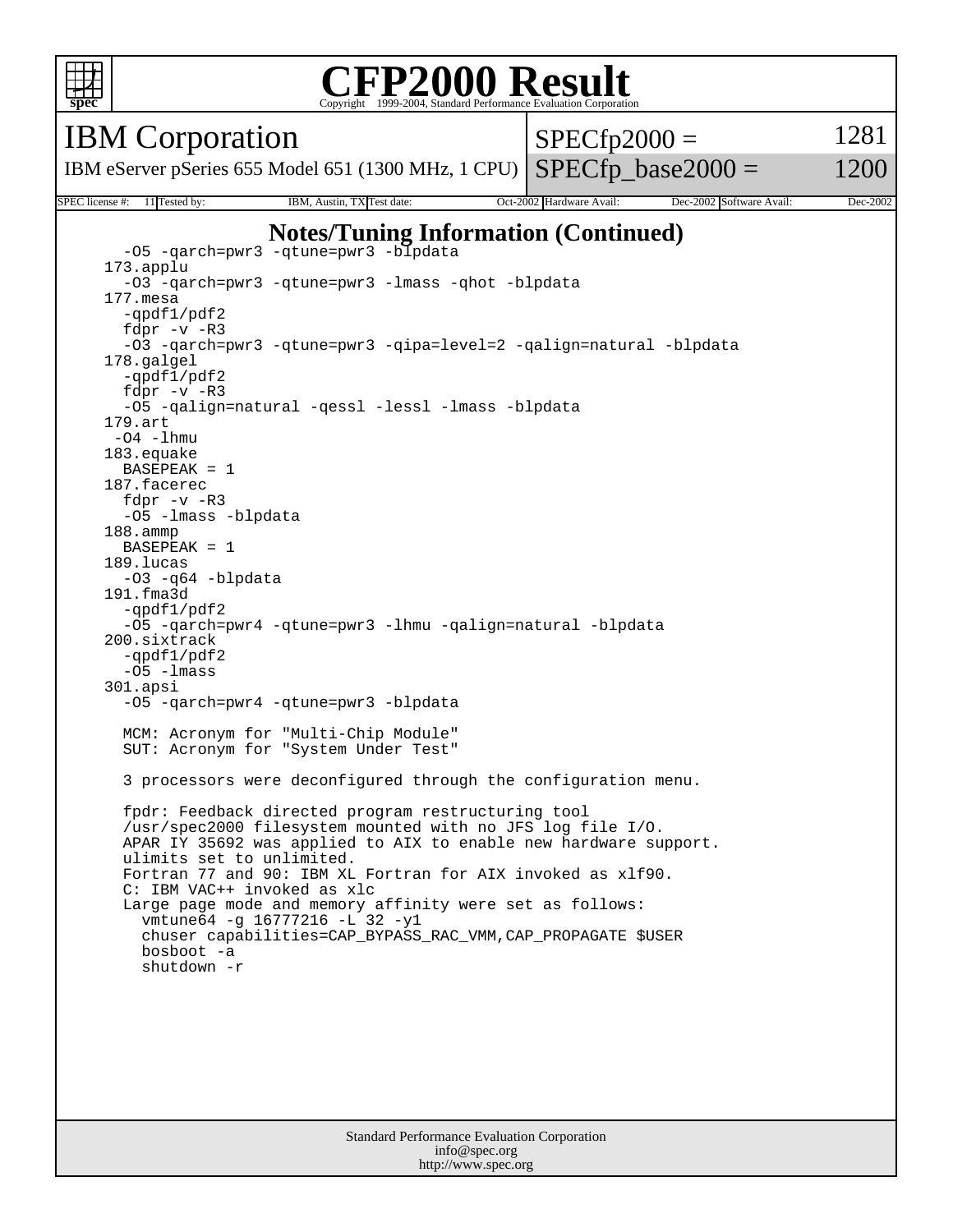# CFP2000 Result

Copyright 1999-2004, Standard Performance Evaluation Corporation

## IBM Corporation

IBM eServer pSeries 655 Model 651 (1300 MHz, 1 CPU)

SPECfp2000 = 1281

SPECfp_base2000 = 1200

| SPEC license #: | 11 | Tested by: | IBM, Austin, TX | Test date: | Oct-2002 | Hardware Avail: | Dec-2002 | Software Avail: | Dec-2002 |
|---|---|---|---|---|---|---|---|---|---|

### Notes/Tuning Information (Continued)

```
      -O5 -qarch=pwr3 -qtune=pwr3 -blpdata
    173.applu
      -O3 -qarch=pwr3 -qtune=pwr3 -lmass -qhot -blpdata
    177.mesa
      -qpdf1/pdf2
      fdpr -v -R3
      -O3 -qarch=pwr3 -qtune=pwr3 -qipa=level=2 -qalign=natural -blpdata
    178.galgel
      -qpdf1/pdf2
      fdpr -v -R3
      -O5 -qalign=natural -qessl -lessl -lmass -blpdata
    179.art
     -O4 -lhmu
    183.equake
      BASEPEAK = 1
    187.facerec
      fdpr -v -R3
      -O5 -lmass -blpdata
    188.ammp
      BASEPEAK = 1
    189.lucas
      -O3 -q64 -blpdata
    191.fma3d
      -qpdf1/pdf2
      -O5 -qarch=pwr4 -qtune=pwr3 -lhmu -qalign=natural -blpdata
    200.sixtrack
      -qpdf1/pdf2
      -O5 -lmass
    301.apsi
      -O5 -qarch=pwr4 -qtune=pwr3 -blpdata

      MCM: Acronym for "Multi-Chip Module"
      SUT: Acronym for "System Under Test"

      3 processors were deconfigured through the configuration menu.

      fpdr: Feedback directed program restructuring tool
      /usr/spec2000 filesystem mounted with no JFS log file I/O.
      APAR IY 35692 was applied to AIX to enable new hardware support.
      ulimits set to unlimited.
      Fortran 77 and 90: IBM XL Fortran for AIX invoked as xlf90.
      C: IBM VAC++ invoked as xlc
      Large page mode and memory affinity were set as follows:
        vmtune64 -g 16777216 -L 32 -y1
        chuser capabilities=CAP_BYPASS_RAC_VMM,CAP_PROPAGATE $USER
        bosboot -a
        shutdown -r
```

Standard Performance Evaluation Corporation
info@spec.org
http://www.spec.org